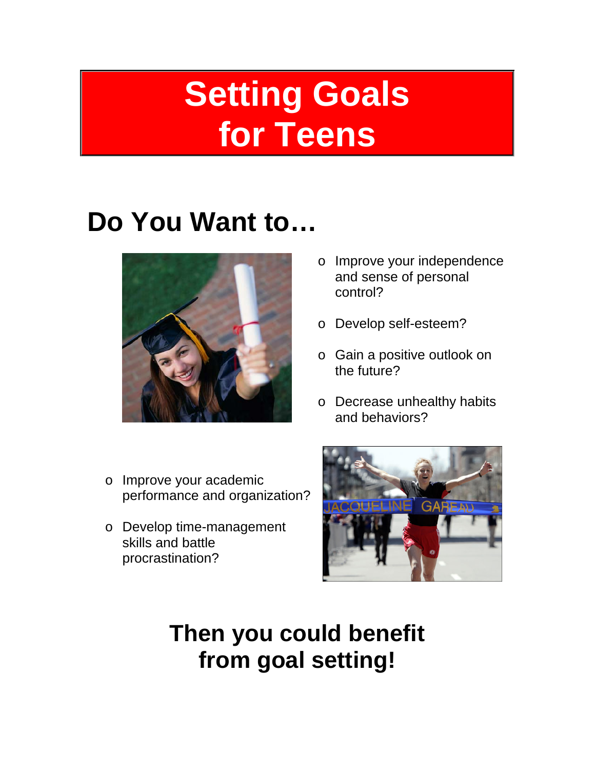# Setting Goals for Teens

## Do You Want to…

- Improve your independence and sense of personal control?
- Develop self-esteem?
- Gain a positive outlook on the future?
- Decrease unhealthy habits and behaviors?
- Improve your academic performance and organization?
- Develop time-management skills and battle procrastination?

## Then you could benefit from goal setting!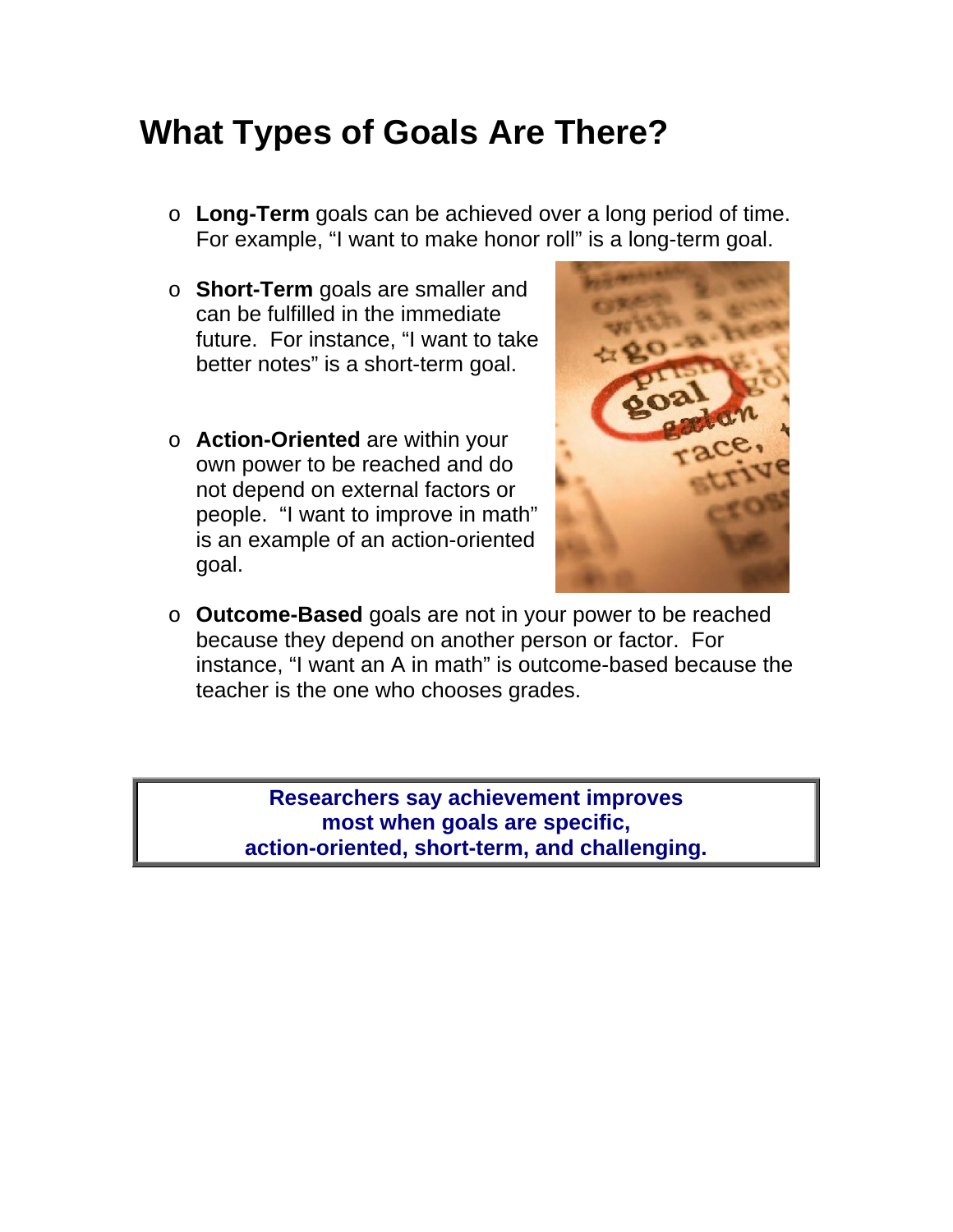# What Types of Goals Are There?

- **Long-Term** goals can be achieved over a long period of time. For example, “I want to make honor roll” is a long-term goal.
- **Short-Term** goals are smaller and can be fulfilled in the immediate future. For instance, “I want to take better notes” is a short-term goal.
- **Action-Oriented** are within your own power to be reached and do not depend on external factors or people. “I want to improve in math” is an example of an action-oriented goal.
- **Outcome-Based** goals are not in your power to be reached because they depend on another person or factor. For instance, “I want an A in math” is outcome-based because the teacher is the one who chooses grades.

**Researchers say achievement improves most when goals are specific, action-oriented, short-term, and challenging.**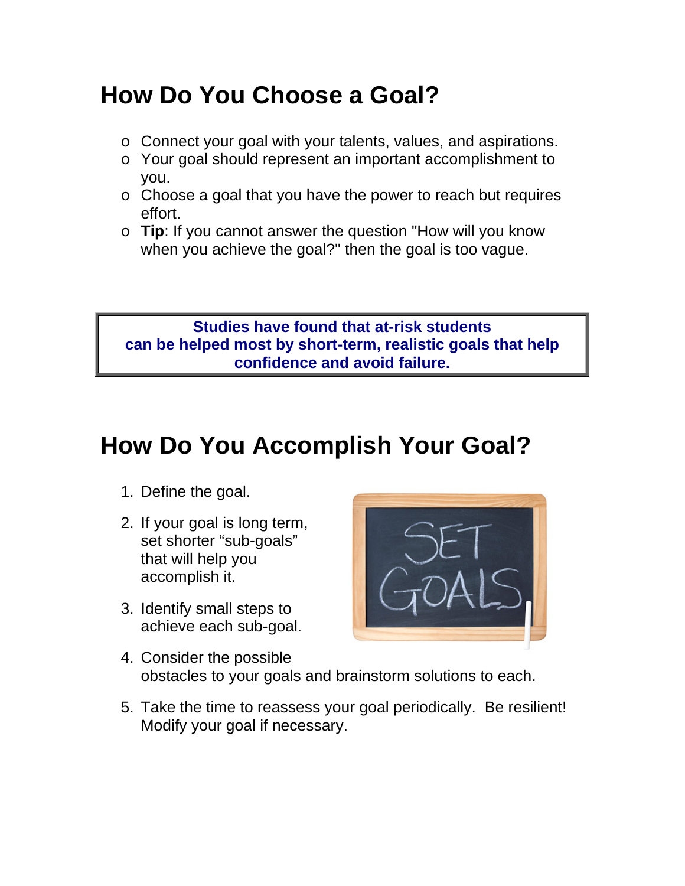# How Do You Choose a Goal?

- Connect your goal with your talents, values, and aspirations.
- Your goal should represent an important accomplishment to you.
- Choose a goal that you have the power to reach but requires effort.
- **Tip**: If you cannot answer the question "How will you know when you achieve the goal?" then the goal is too vague.

> **Studies have found that at-risk students can be helped most by short-term, realistic goals that help confidence and avoid failure.**

# How Do You Accomplish Your Goal?

1. Define the goal.
2. If your goal is long term, set shorter "sub-goals" that will help you accomplish it.
3. Identify small steps to achieve each sub-goal.
4. Consider the possible obstacles to your goals and brainstorm solutions to each.
5. Take the time to reassess your goal periodically. Be resilient! Modify your goal if necessary.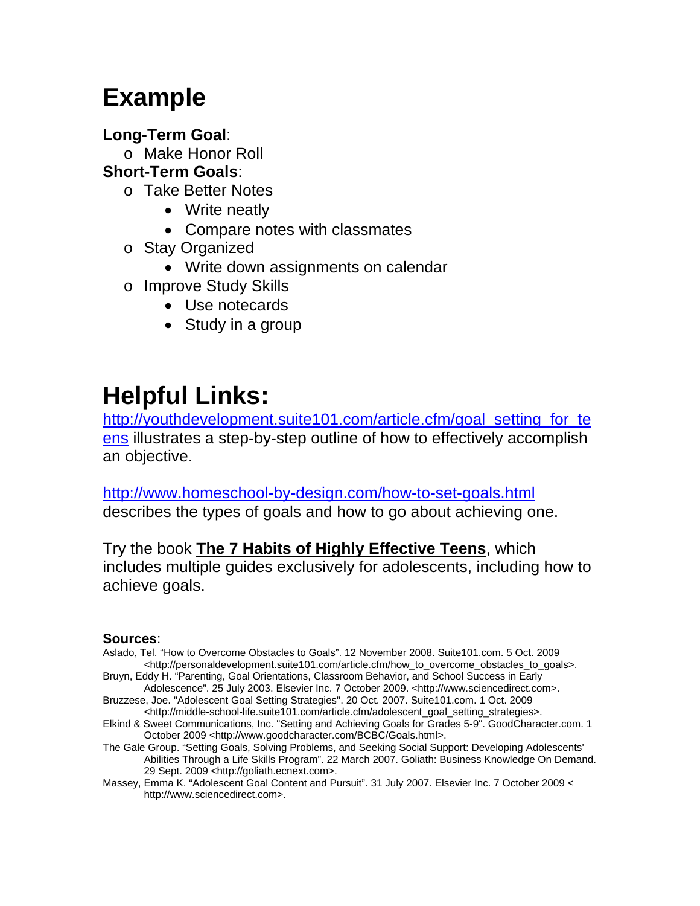# Example

**Long-Term Goal**:

- Make Honor Roll

**Short-Term Goals**:

- Take Better Notes
  - Write neatly
  - Compare notes with classmates
- Stay Organized
  - Write down assignments on calendar
- Improve Study Skills
  - Use notecards
  - Study in a group

# Helpful Links:

http://youthdevelopment.suite101.com/article.cfm/goal_setting_for_teens illustrates a step-by-step outline of how to effectively accomplish an objective.

http://www.homeschool-by-design.com/how-to-set-goals.html describes the types of goals and how to go about achieving one.

Try the book **The 7 Habits of Highly Effective Teens**, which includes multiple guides exclusively for adolescents, including how to achieve goals.

**Sources**:

Aslado, Tel. "How to Overcome Obstacles to Goals". 12 November 2008. Suite101.com. 5 Oct. 2009 <http://personaldevelopment.suite101.com/article.cfm/how_to_overcome_obstacles_to_goals>.

Bruyn, Eddy H. "Parenting, Goal Orientations, Classroom Behavior, and School Success in Early Adolescence". 25 July 2003. Elsevier Inc. 7 October 2009. <http://www.sciencedirect.com>.

Bruzzese, Joe. "Adolescent Goal Setting Strategies". 20 Oct. 2007. Suite101.com. 1 Oct. 2009 <http://middle-school-life.suite101.com/article.cfm/adolescent_goal_setting_strategies>.

Elkind & Sweet Communications, Inc. "Setting and Achieving Goals for Grades 5-9". GoodCharacter.com. 1 October 2009 <http://www.goodcharacter.com/BCBC/Goals.html>.

The Gale Group. "Setting Goals, Solving Problems, and Seeking Social Support: Developing Adolescents' Abilities Through a Life Skills Program". 22 March 2007. Goliath: Business Knowledge On Demand. 29 Sept. 2009 <http://goliath.ecnext.com>.

Massey, Emma K. "Adolescent Goal Content and Pursuit". 31 July 2007. Elsevier Inc. 7 October 2009 < http://www.sciencedirect.com>.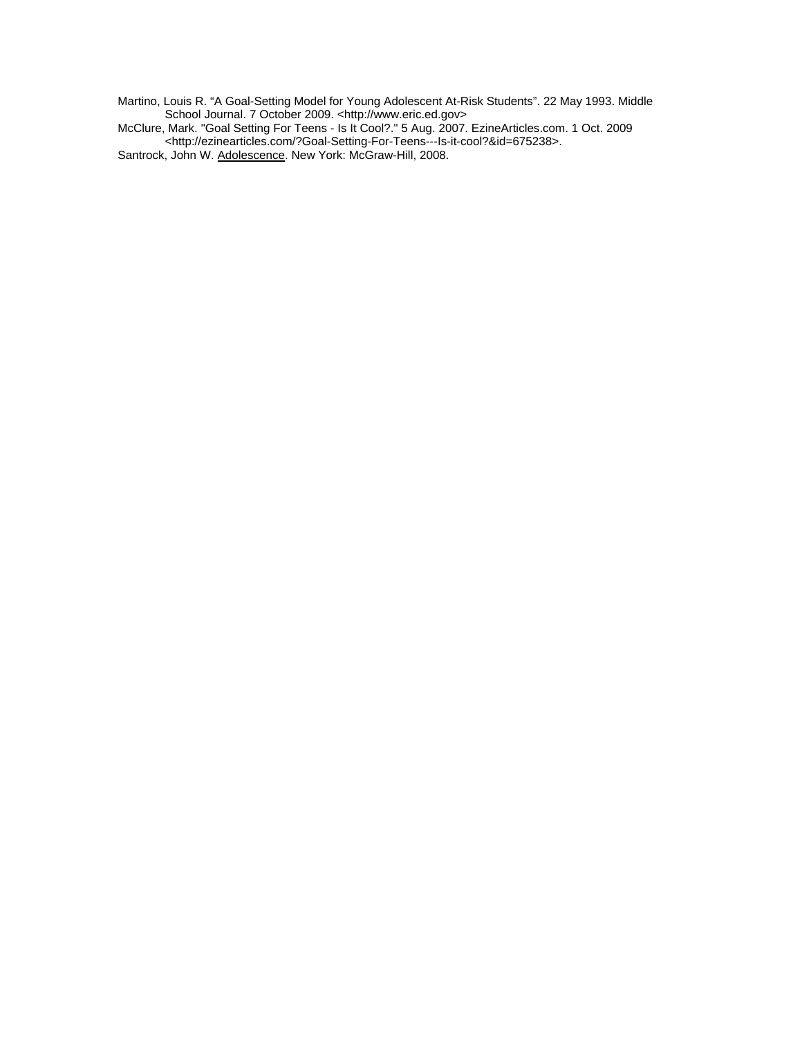Martino, Louis R. "A Goal-Setting Model for Young Adolescent At-Risk Students". 22 May 1993. Middle School Journal. 7 October 2009. <http://www.eric.ed.gov>

McClure, Mark. "Goal Setting For Teens - Is It Cool?." 5 Aug. 2007. EzineArticles.com. 1 Oct. 2009 <http://ezinearticles.com/?Goal-Setting-For-Teens---Is-it-cool?&id=675238>.

Santrock, John W. <u>Adolescence</u>. New York: McGraw-Hill, 2008.